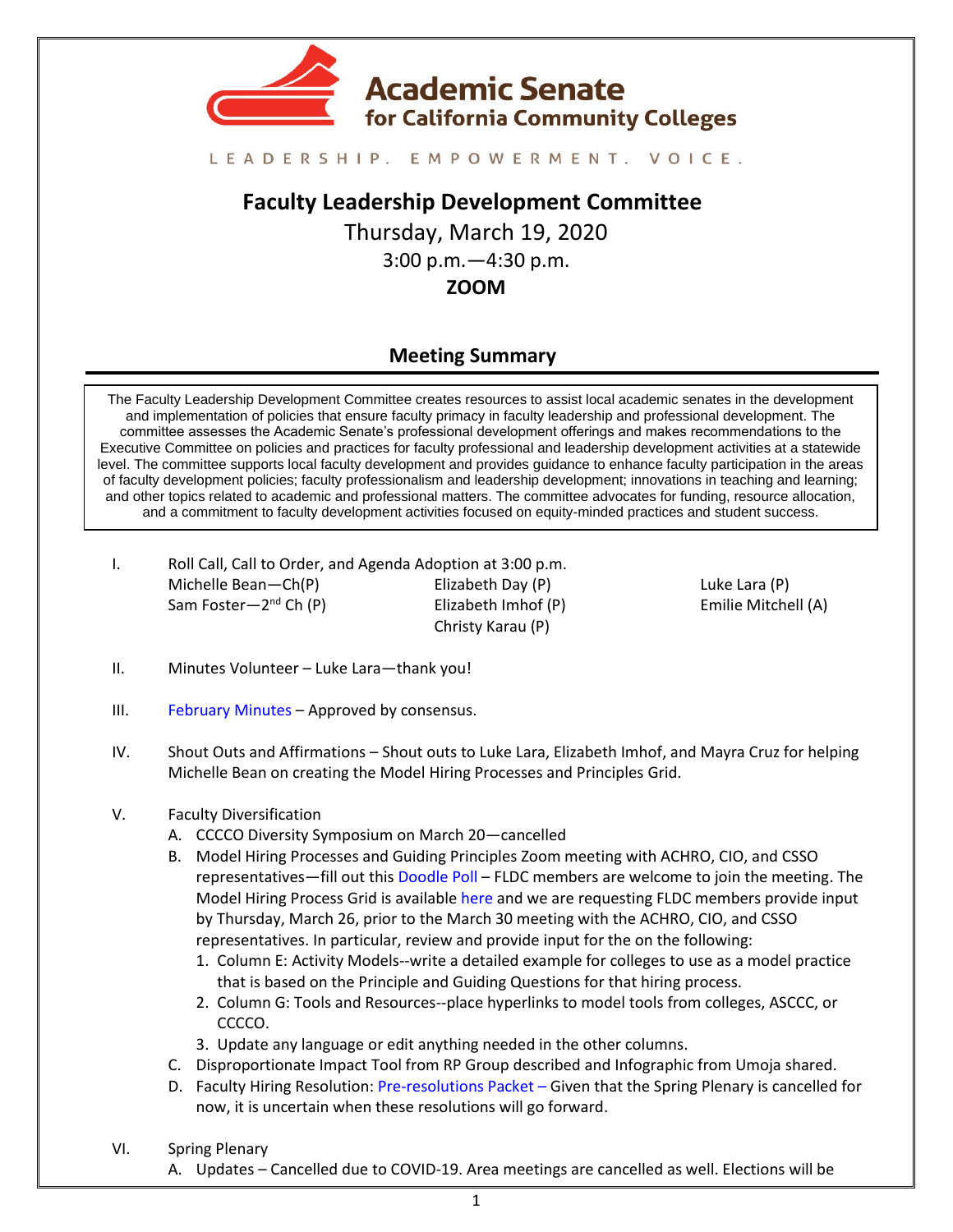Academic Senate for California Community Colleges

LEADERSHIP. EMPOWERMENT. VOICE.

# Faculty Leadership Development Committee

Thursday, March 19, 2020

3:00 p.m.—4:30 p.m.

**ZOOM**

## Meeting Summary

The Faculty Leadership Development Committee creates resources to assist local academic senates in the development and implementation of policies that ensure faculty primacy in faculty leadership and professional development. The committee assesses the Academic Senate's professional development offerings and makes recommendations to the Executive Committee on policies and practices for faculty professional and leadership development activities at a statewide level. The committee supports local faculty development and provides guidance to enhance faculty participation in the areas of faculty development policies; faculty professionalism and leadership development; innovations in teaching and learning; and other topics related to academic and professional matters. The committee advocates for funding, resource allocation, and a commitment to faculty development activities focused on equity-minded practices and student success.

I. Roll Call, Call to Order, and Agenda Adoption at 3:00 p.m.

| | | |
|---|---|---|
| Michelle Bean—Ch(P) | Elizabeth Day (P) | Luke Lara (P) |
| Sam Foster—2nd Ch (P) | Elizabeth Imhof (P) | Emilie Mitchell (A) |
| | Christy Karau (P) | |

II. Minutes Volunteer – Luke Lara—thank you!

III. February Minutes – Approved by consensus.

IV. Shout Outs and Affirmations – Shout outs to Luke Lara, Elizabeth Imhof, and Mayra Cruz for helping Michelle Bean on creating the Model Hiring Processes and Principles Grid.

V. Faculty Diversification

   A. CCCCO Diversity Symposium on March 20—cancelled

   B. Model Hiring Processes and Guiding Principles Zoom meeting with ACHRO, CIO, and CSSO representatives—fill out this Doodle Poll – FLDC members are welcome to join the meeting. The Model Hiring Process Grid is available here and we are requesting FLDC members provide input by Thursday, March 26, prior to the March 30 meeting with the ACHRO, CIO, and CSSO representatives. In particular, review and provide input for the on the following:

      1. Column E: Activity Models--write a detailed example for colleges to use as a model practice that is based on the Principle and Guiding Questions for that hiring process.
      2. Column G: Tools and Resources--place hyperlinks to model tools from colleges, ASCCC, or CCCCO.
      3. Update any language or edit anything needed in the other columns.

   C. Disproportionate Impact Tool from RP Group described and Infographic from Umoja shared.

   D. Faculty Hiring Resolution: Pre-resolutions Packet – Given that the Spring Plenary is cancelled for now, it is uncertain when these resolutions will go forward.

VI. Spring Plenary

   A. Updates – Cancelled due to COVID-19. Area meetings are cancelled as well. Elections will be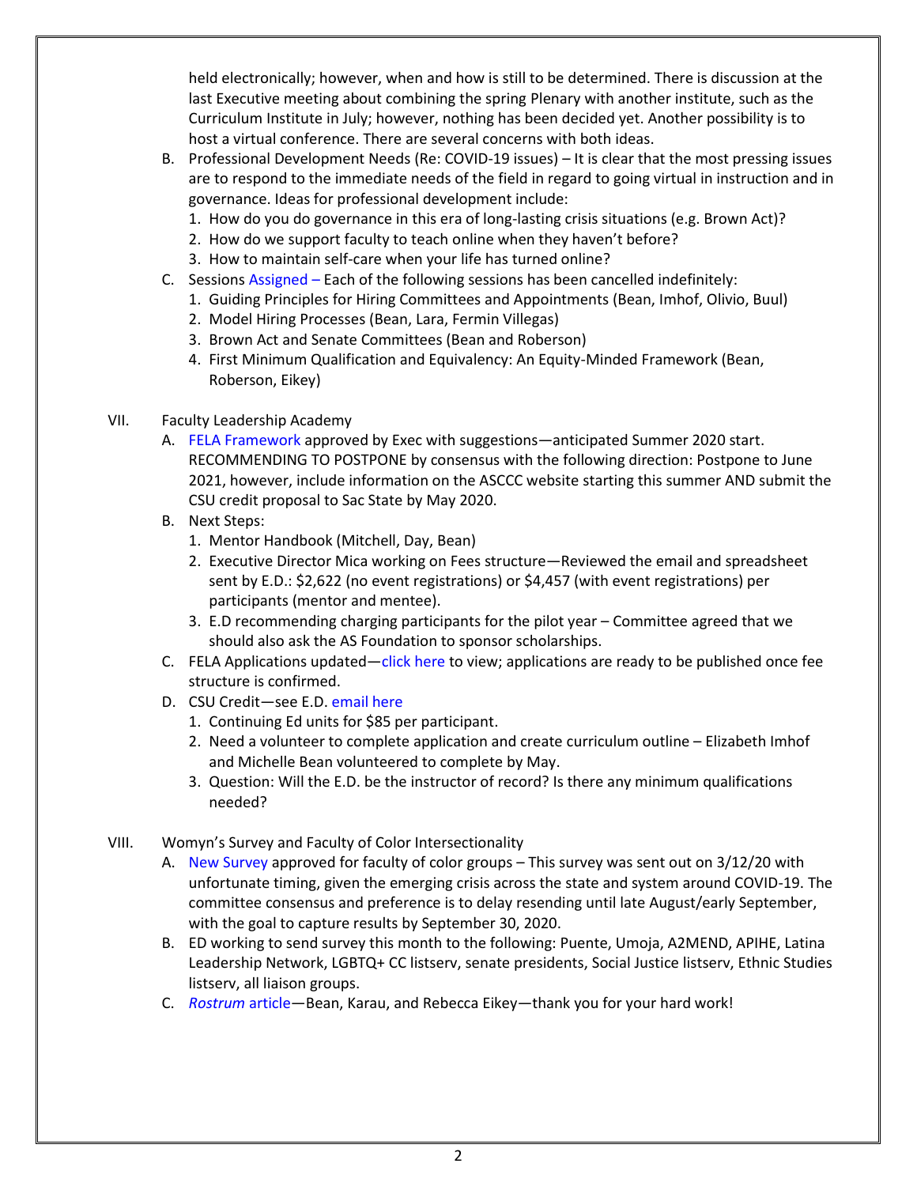held electronically; however, when and how is still to be determined. There is discussion at the last Executive meeting about combining the spring Plenary with another institute, such as the Curriculum Institute in July; however, nothing has been decided yet. Another possibility is to host a virtual conference. There are several concerns with both ideas.

B. Professional Development Needs (Re: COVID-19 issues) – It is clear that the most pressing issues are to respond to the immediate needs of the field in regard to going virtual in instruction and in governance. Ideas for professional development include:
   1. How do you do governance in this era of long-lasting crisis situations (e.g. Brown Act)?
   2. How do we support faculty to teach online when they haven't before?
   3. How to maintain self-care when your life has turned online?

C. Sessions Assigned – Each of the following sessions has been cancelled indefinitely:
   1. Guiding Principles for Hiring Committees and Appointments (Bean, Imhof, Olivio, Buul)
   2. Model Hiring Processes (Bean, Lara, Fermin Villegas)
   3. Brown Act and Senate Committees (Bean and Roberson)
   4. First Minimum Qualification and Equivalency: An Equity-Minded Framework (Bean, Roberson, Eikey)

VII. Faculty Leadership Academy

A. FELA Framework approved by Exec with suggestions—anticipated Summer 2020 start. RECOMMENDING TO POSTPONE by consensus with the following direction: Postpone to June 2021, however, include information on the ASCCC website starting this summer AND submit the CSU credit proposal to Sac State by May 2020.

B. Next Steps:
   1. Mentor Handbook (Mitchell, Day, Bean)
   2. Executive Director Mica working on Fees structure—Reviewed the email and spreadsheet sent by E.D.: $2,622 (no event registrations) or $4,457 (with event registrations) per participants (mentor and mentee).
   3. E.D recommending charging participants for the pilot year – Committee agreed that we should also ask the AS Foundation to sponsor scholarships.

C. FELA Applications updated—click here to view; applications are ready to be published once fee structure is confirmed.

D. CSU Credit—see E.D. email here
   1. Continuing Ed units for $85 per participant.
   2. Need a volunteer to complete application and create curriculum outline – Elizabeth Imhof and Michelle Bean volunteered to complete by May.
   3. Question: Will the E.D. be the instructor of record? Is there any minimum qualifications needed?

VIII. Womyn's Survey and Faculty of Color Intersectionality

A. New Survey approved for faculty of color groups – This survey was sent out on 3/12/20 with unfortunate timing, given the emerging crisis across the state and system around COVID-19. The committee consensus and preference is to delay resending until late August/early September, with the goal to capture results by September 30, 2020.

B. ED working to send survey this month to the following: Puente, Umoja, A2MEND, APIHE, Latina Leadership Network, LGBTQ+ CC listserv, senate presidents, Social Justice listserv, Ethnic Studies listserv, all liaison groups.

C. *Rostrum* article—Bean, Karau, and Rebecca Eikey—thank you for your hard work!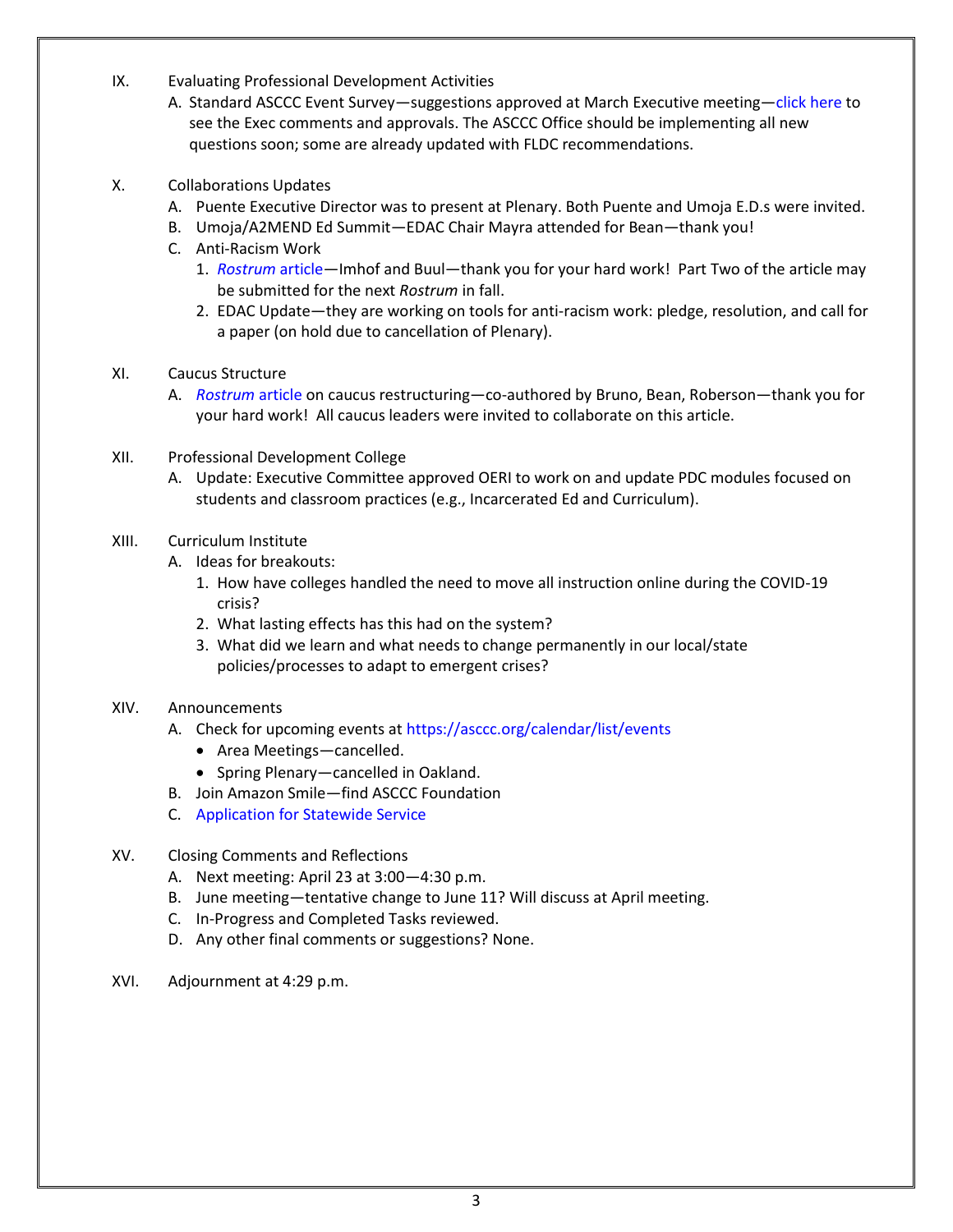IX. Evaluating Professional Development Activities

   A. Standard ASCCC Event Survey—suggestions approved at March Executive meeting—click here to see the Exec comments and approvals. The ASCCC Office should be implementing all new questions soon; some are already updated with FLDC recommendations.

X. Collaborations Updates

   A. Puente Executive Director was to present at Plenary. Both Puente and Umoja E.D.s were invited.
   B. Umoja/A2MEND Ed Summit—EDAC Chair Mayra attended for Bean—thank you!
   C. Anti-Racism Work
      1. *Rostrum* article—Imhof and Buul—thank you for your hard work! Part Two of the article may be submitted for the next *Rostrum* in fall.
      2. EDAC Update—they are working on tools for anti-racism work: pledge, resolution, and call for a paper (on hold due to cancellation of Plenary).

XI. Caucus Structure

   A. *Rostrum* article on caucus restructuring—co-authored by Bruno, Bean, Roberson—thank you for your hard work! All caucus leaders were invited to collaborate on this article.

XII. Professional Development College

   A. Update: Executive Committee approved OERI to work on and update PDC modules focused on students and classroom practices (e.g., Incarcerated Ed and Curriculum).

XIII. Curriculum Institute

   A. Ideas for breakouts:
      1. How have colleges handled the need to move all instruction online during the COVID-19 crisis?
      2. What lasting effects has this had on the system?
      3. What did we learn and what needs to change permanently in our local/state policies/processes to adapt to emergent crises?

XIV. Announcements

   A. Check for upcoming events at https://asccc.org/calendar/list/events
      - Area Meetings—cancelled.
      - Spring Plenary—cancelled in Oakland.
   B. Join Amazon Smile—find ASCCC Foundation
   C. Application for Statewide Service

XV. Closing Comments and Reflections

   A. Next meeting: April 23 at 3:00—4:30 p.m.
   B. June meeting—tentative change to June 11? Will discuss at April meeting.
   C. In-Progress and Completed Tasks reviewed.
   D. Any other final comments or suggestions? None.

XVI. Adjournment at 4:29 p.m.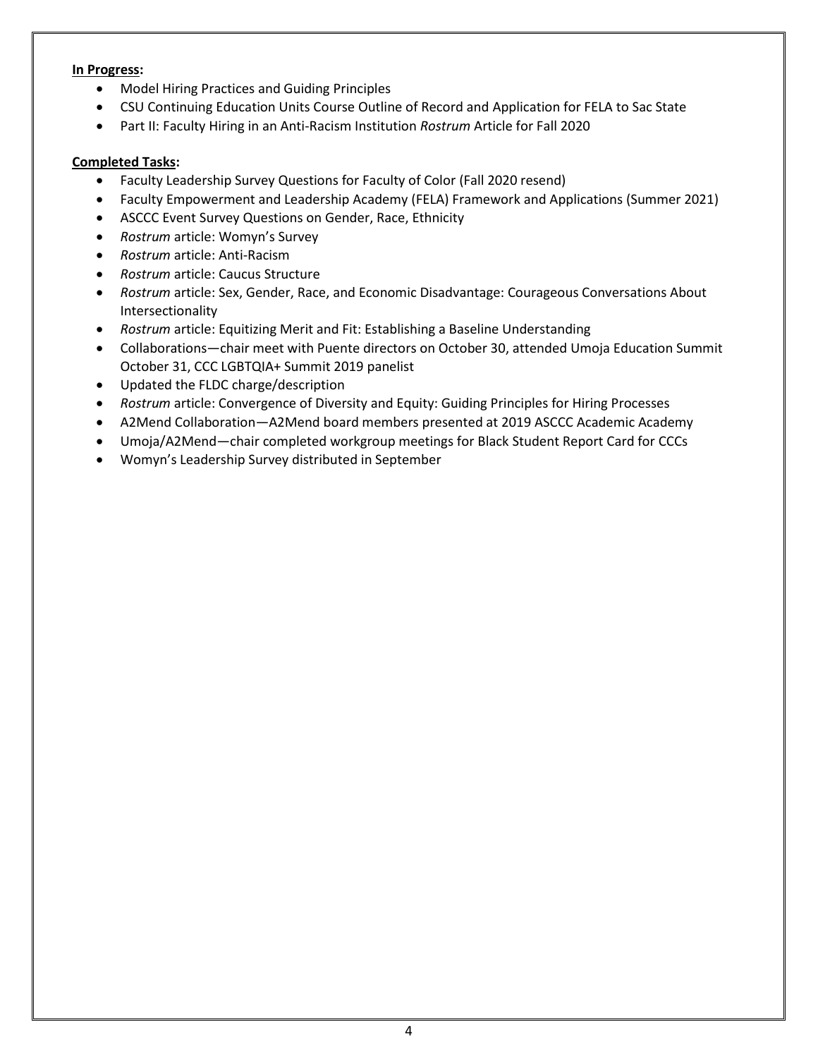**In Progress:**

- Model Hiring Practices and Guiding Principles
- CSU Continuing Education Units Course Outline of Record and Application for FELA to Sac State
- Part II: Faculty Hiring in an Anti-Racism Institution *Rostrum* Article for Fall 2020

**Completed Tasks:**

- Faculty Leadership Survey Questions for Faculty of Color (Fall 2020 resend)
- Faculty Empowerment and Leadership Academy (FELA) Framework and Applications (Summer 2021)
- ASCCC Event Survey Questions on Gender, Race, Ethnicity
- *Rostrum* article: Womyn's Survey
- *Rostrum* article: Anti-Racism
- *Rostrum* article: Caucus Structure
- *Rostrum* article: Sex, Gender, Race, and Economic Disadvantage: Courageous Conversations About Intersectionality
- *Rostrum* article: Equitizing Merit and Fit: Establishing a Baseline Understanding
- Collaborations—chair meet with Puente directors on October 30, attended Umoja Education Summit October 31, CCC LGBTQIA+ Summit 2019 panelist
- Updated the FLDC charge/description
- *Rostrum* article: Convergence of Diversity and Equity: Guiding Principles for Hiring Processes
- A2Mend Collaboration—A2Mend board members presented at 2019 ASCCC Academic Academy
- Umoja/A2Mend—chair completed workgroup meetings for Black Student Report Card for CCCs
- Womyn's Leadership Survey distributed in September